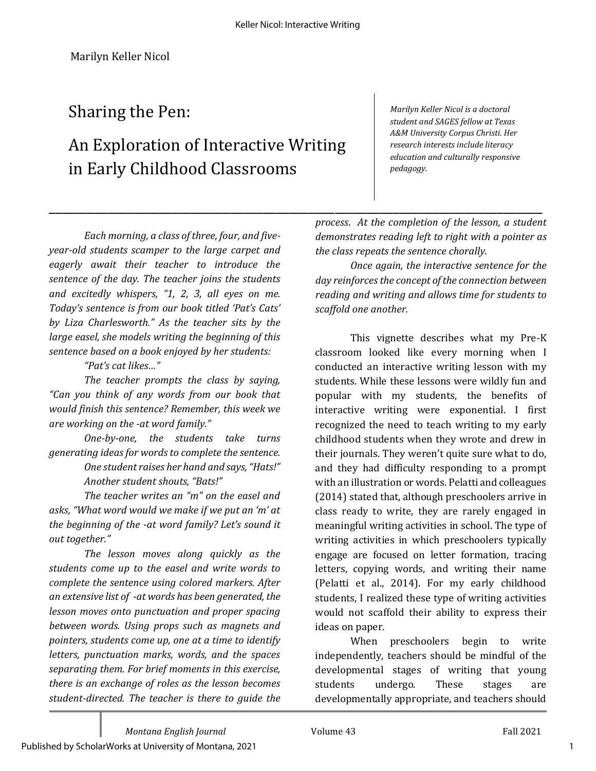Marilyn Keller Nicol

# Sharing the Pen:

# An Exploration of Interactive Writing in Early Childhood Classrooms

*Marilyn Keller Nicol is a doctoral student and SAGES fellow at Texas A&M University Corpus Christi. Her research interests include literacy education and culturally responsive pedagogy.*

---

*Each morning, a class of three, four, and five-year-old students scamper to the large carpet and eagerly await their teacher to introduce the sentence of the day. The teacher joins the students and excitedly whispers, "1, 2, 3, all eyes on me. Today's sentence is from our book titled 'Pat's Cats' by Liza Charlesworth." As the teacher sits by the large easel, she models writing the beginning of this sentence based on a book enjoyed by her students:*

*"Pat's cat likes…"*

*The teacher prompts the class by saying, "Can you think of any words from our book that would finish this sentence? Remember, this week we are working on the -at word family."*

*One-by-one, the students take turns generating ideas for words to complete the sentence.*

*One student raises her hand and says, "Hats!"*

*Another student shouts, "Bats!"*

*The teacher writes an "m" on the easel and asks, "What word would we make if we put an 'm' at the beginning of the -at word family? Let's sound it out together."*

*The lesson moves along quickly as the students come up to the easel and write words to complete the sentence using colored markers. After an extensive list of -at words has been generated, the lesson moves onto punctuation and proper spacing between words. Using props such as magnets and pointers, students come up, one at a time to identify letters, punctuation marks, words, and the spaces separating them. For brief moments in this exercise, there is an exchange of roles as the lesson becomes student-directed. The teacher is there to guide the process. At the completion of the lesson, a student demonstrates reading left to right with a pointer as the class repeats the sentence chorally.*

*Once again, the interactive sentence for the day reinforces the concept of the connection between reading and writing and allows time for students to scaffold one another.*

This vignette describes what my Pre-K classroom looked like every morning when I conducted an interactive writing lesson with my students. While these lessons were wildly fun and popular with my students, the benefits of interactive writing were exponential. I first recognized the need to teach writing to my early childhood students when they wrote and drew in their journals. They weren't quite sure what to do, and they had difficulty responding to a prompt with an illustration or words. Pelatti and colleagues (2014) stated that, although preschoolers arrive in class ready to write, they are rarely engaged in meaningful writing activities in school. The type of writing activities in which preschoolers typically engage are focused on letter formation, tracing letters, copying words, and writing their name (Pelatti et al., 2014). For my early childhood students, I realized these type of writing activities would not scaffold their ability to express their ideas on paper.

When preschoolers begin to write independently, teachers should be mindful of the developmental stages of writing that young students undergo. These stages are developmentally appropriate, and teachers should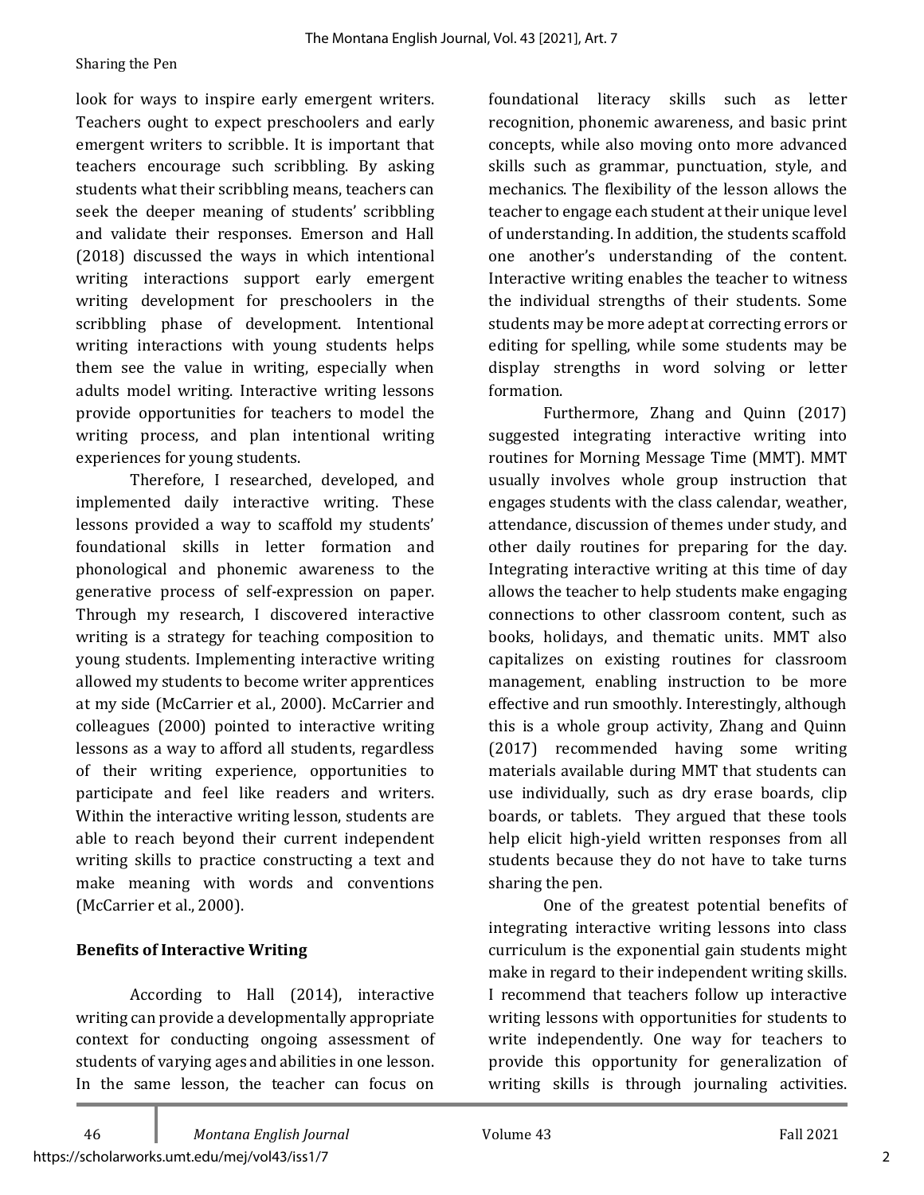look for ways to inspire early emergent writers. Teachers ought to expect preschoolers and early emergent writers to scribble. It is important that teachers encourage such scribbling. By asking students what their scribbling means, teachers can seek the deeper meaning of students' scribbling and validate their responses. Emerson and Hall (2018) discussed the ways in which intentional writing interactions support early emergent writing development for preschoolers in the scribbling phase of development. Intentional writing interactions with young students helps them see the value in writing, especially when adults model writing. Interactive writing lessons provide opportunities for teachers to model the writing process, and plan intentional writing experiences for young students.

Therefore, I researched, developed, and implemented daily interactive writing. These lessons provided a way to scaffold my students' foundational skills in letter formation and phonological and phonemic awareness to the generative process of self-expression on paper. Through my research, I discovered interactive writing is a strategy for teaching composition to young students. Implementing interactive writing allowed my students to become writer apprentices at my side (McCarrier et al., 2000). McCarrier and colleagues (2000) pointed to interactive writing lessons as a way to afford all students, regardless of their writing experience, opportunities to participate and feel like readers and writers. Within the interactive writing lesson, students are able to reach beyond their current independent writing skills to practice constructing a text and make meaning with words and conventions (McCarrier et al., 2000).

## Benefits of Interactive Writing

According to Hall (2014), interactive writing can provide a developmentally appropriate context for conducting ongoing assessment of students of varying ages and abilities in one lesson. In the same lesson, the teacher can focus on foundational literacy skills such as letter recognition, phonemic awareness, and basic print concepts, while also moving onto more advanced skills such as grammar, punctuation, style, and mechanics. The flexibility of the lesson allows the teacher to engage each student at their unique level of understanding. In addition, the students scaffold one another's understanding of the content. Interactive writing enables the teacher to witness the individual strengths of their students. Some students may be more adept at correcting errors or editing for spelling, while some students may be display strengths in word solving or letter formation.

Furthermore, Zhang and Quinn (2017) suggested integrating interactive writing into routines for Morning Message Time (MMT). MMT usually involves whole group instruction that engages students with the class calendar, weather, attendance, discussion of themes under study, and other daily routines for preparing for the day. Integrating interactive writing at this time of day allows the teacher to help students make engaging connections to other classroom content, such as books, holidays, and thematic units. MMT also capitalizes on existing routines for classroom management, enabling instruction to be more effective and run smoothly. Interestingly, although this is a whole group activity, Zhang and Quinn (2017) recommended having some writing materials available during MMT that students can use individually, such as dry erase boards, clip boards, or tablets. They argued that these tools help elicit high-yield written responses from all students because they do not have to take turns sharing the pen.

One of the greatest potential benefits of integrating interactive writing lessons into class curriculum is the exponential gain students might make in regard to their independent writing skills. I recommend that teachers follow up interactive writing lessons with opportunities for students to write independently. One way for teachers to provide this opportunity for generalization of writing skills is through journaling activities.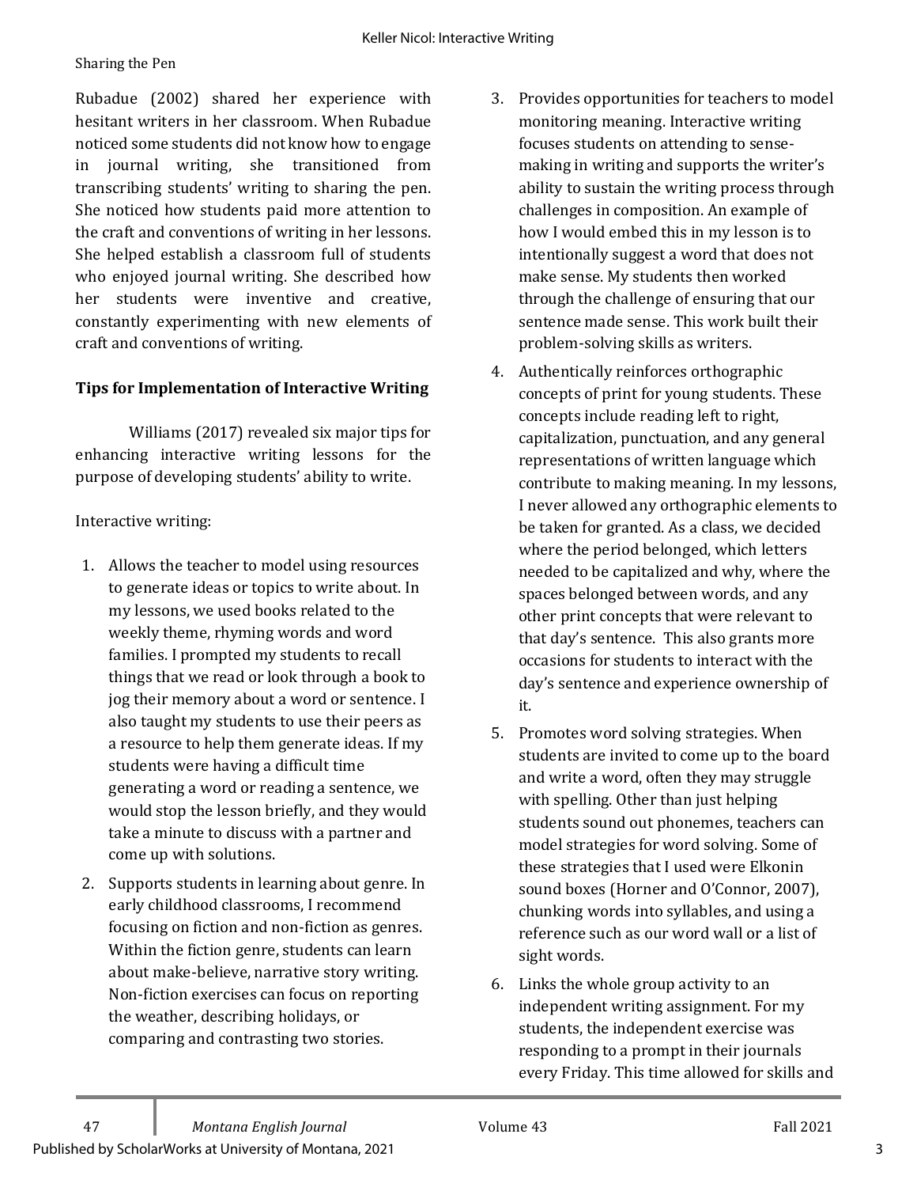Sharing the Pen

Rubadue (2002) shared her experience with hesitant writers in her classroom. When Rubadue noticed some students did not know how to engage in journal writing, she transitioned from transcribing students' writing to sharing the pen. She noticed how students paid more attention to the craft and conventions of writing in her lessons. She helped establish a classroom full of students who enjoyed journal writing. She described how her students were inventive and creative, constantly experimenting with new elements of craft and conventions of writing.

### Tips for Implementation of Interactive Writing

Williams (2017) revealed six major tips for enhancing interactive writing lessons for the purpose of developing students' ability to write.

Interactive writing:

1. Allows the teacher to model using resources to generate ideas or topics to write about. In my lessons, we used books related to the weekly theme, rhyming words and word families. I prompted my students to recall things that we read or look through a book to jog their memory about a word or sentence. I also taught my students to use their peers as a resource to help them generate ideas. If my students were having a difficult time generating a word or reading a sentence, we would stop the lesson briefly, and they would take a minute to discuss with a partner and come up with solutions.
2. Supports students in learning about genre. In early childhood classrooms, I recommend focusing on fiction and non-fiction as genres. Within the fiction genre, students can learn about make-believe, narrative story writing. Non-fiction exercises can focus on reporting the weather, describing holidays, or comparing and contrasting two stories.
3. Provides opportunities for teachers to model monitoring meaning. Interactive writing focuses students on attending to sense-making in writing and supports the writer's ability to sustain the writing process through challenges in composition. An example of how I would embed this in my lesson is to intentionally suggest a word that does not make sense. My students then worked through the challenge of ensuring that our sentence made sense. This work built their problem-solving skills as writers.
4. Authentically reinforces orthographic concepts of print for young students. These concepts include reading left to right, capitalization, punctuation, and any general representations of written language which contribute to making meaning. In my lessons, I never allowed any orthographic elements to be taken for granted. As a class, we decided where the period belonged, which letters needed to be capitalized and why, where the spaces belonged between words, and any other print concepts that were relevant to that day's sentence. This also grants more occasions for students to interact with the day's sentence and experience ownership of it.
5. Promotes word solving strategies. When students are invited to come up to the board and write a word, often they may struggle with spelling. Other than just helping students sound out phonemes, teachers can model strategies for word solving. Some of these strategies that I used were Elkonin sound boxes (Horner and O'Connor, 2007), chunking words into syllables, and using a reference such as our word wall or a list of sight words.
6. Links the whole group activity to an independent writing assignment. For my students, the independent exercise was responding to a prompt in their journals every Friday. This time allowed for skills and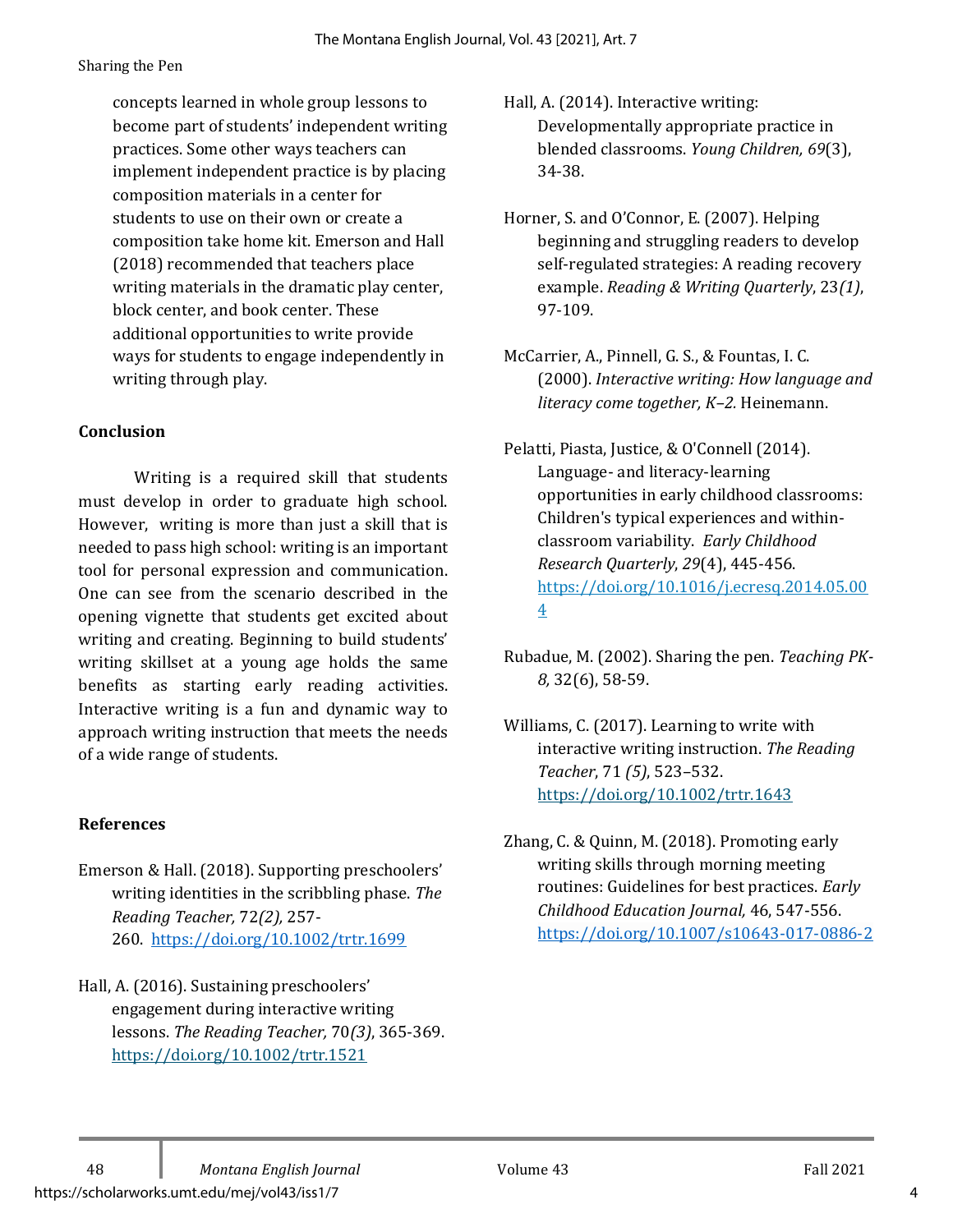concepts learned in whole group lessons to become part of students' independent writing practices. Some other ways teachers can implement independent practice is by placing composition materials in a center for students to use on their own or create a composition take home kit. Emerson and Hall (2018) recommended that teachers place writing materials in the dramatic play center, block center, and book center. These additional opportunities to write provide ways for students to engage independently in writing through play.

## Conclusion

Writing is a required skill that students must develop in order to graduate high school. However, writing is more than just a skill that is needed to pass high school: writing is an important tool for personal expression and communication. One can see from the scenario described in the opening vignette that students get excited about writing and creating. Beginning to build students' writing skillset at a young age holds the same benefits as starting early reading activities. Interactive writing is a fun and dynamic way to approach writing instruction that meets the needs of a wide range of students.

## References

Emerson & Hall. (2018). Supporting preschoolers' writing identities in the scribbling phase. *The Reading Teacher,* 72*(2),* 257-260. https://doi.org/10.1002/trtr.1699

Hall, A. (2016). Sustaining preschoolers' engagement during interactive writing lessons. *The Reading Teacher,* 70*(3)*, 365-369. https://doi.org/10.1002/trtr.1521

Hall, A. (2014). Interactive writing: Developmentally appropriate practice in blended classrooms. *Young Children, 69*(3), 34-38.

Horner, S. and O'Connor, E. (2007). Helping beginning and struggling readers to develop self-regulated strategies: A reading recovery example. *Reading & Writing Quarterly*, 23*(1)*, 97-109.

McCarrier, A., Pinnell, G. S., & Fountas, I. C. (2000). *Interactive writing: How language and literacy come together, K–2.* Heinemann.

Pelatti, Piasta, Justice, & O'Connell (2014). Language- and literacy-learning opportunities in early childhood classrooms: Children's typical experiences and within-classroom variability. *Early Childhood Research Quarterly*, *29*(4), 445-456. https://doi.org/10.1016/j.ecresq.2014.05.004

Rubadue, M. (2002). Sharing the pen. *Teaching PK-8,* 32(6), 58-59.

Williams, C. (2017). Learning to write with interactive writing instruction. *The Reading Teacher*, 71 *(5)*, 523–532. https://doi.org/10.1002/trtr.1643

Zhang, C. & Quinn, M. (2018). Promoting early writing skills through morning meeting routines: Guidelines for best practices. *Early Childhood Education Journal,* 46, 547-556. https://doi.org/10.1007/s10643-017-0886-2